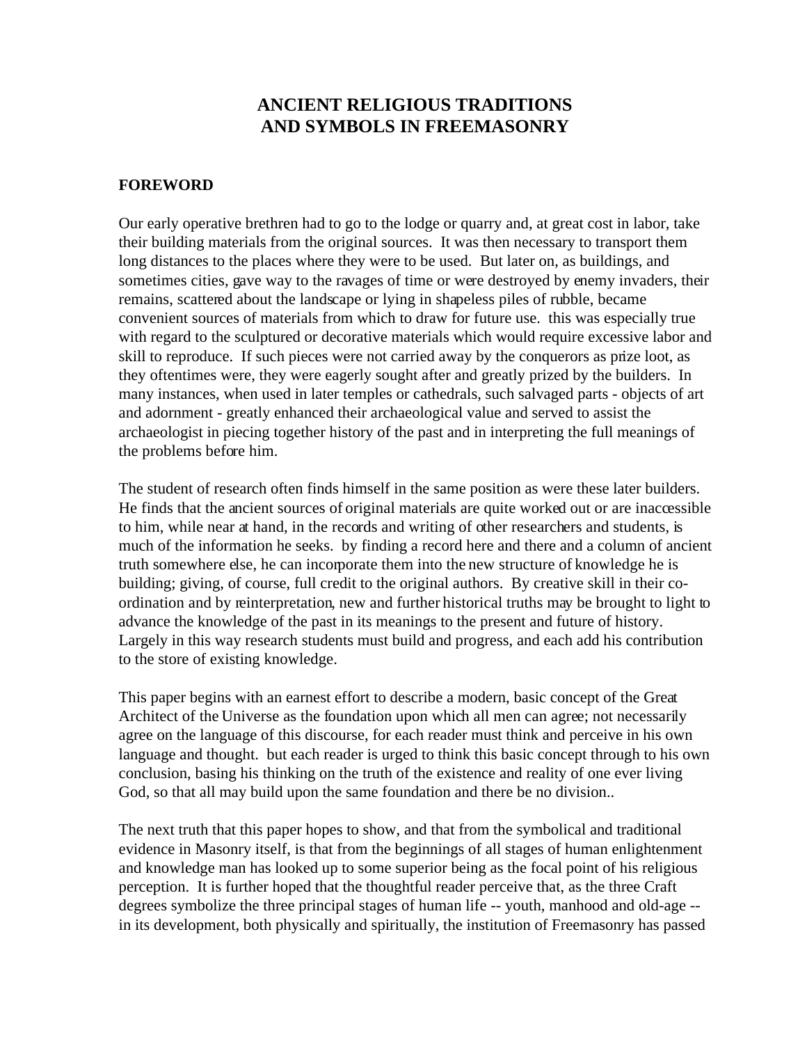# ANCIENT RELIGIOUS TRADITIONS AND SYMBOLS IN FREEMASONRY

## FOREWORD

Our early operative brethren had to go to the lodge or quarry and, at great cost in labor, take their building materials from the original sources. It was then necessary to transport them long distances to the places where they were to be used. But later on, as buildings, and sometimes cities, gave way to the ravages of time or were destroyed by enemy invaders, their remains, scattered about the landscape or lying in shapeless piles of rubble, became convenient sources of materials from which to draw for future use. this was especially true with regard to the sculptured or decorative materials which would require excessive labor and skill to reproduce. If such pieces were not carried away by the conquerors as prize loot, as they oftentimes were, they were eagerly sought after and greatly prized by the builders. In many instances, when used in later temples or cathedrals, such salvaged parts - objects of art and adornment - greatly enhanced their archaeological value and served to assist the archaeologist in piecing together history of the past and in interpreting the full meanings of the problems before him.

The student of research often finds himself in the same position as were these later builders. He finds that the ancient sources of original materials are quite worked out or are inaccessible to him, while near at hand, in the records and writing of other researchers and students, is much of the information he seeks. by finding a record here and there and a column of ancient truth somewhere else, he can incorporate them into the new structure of knowledge he is building; giving, of course, full credit to the original authors. By creative skill in their co-ordination and by reinterpretation, new and further historical truths may be brought to light to advance the knowledge of the past in its meanings to the present and future of history. Largely in this way research students must build and progress, and each add his contribution to the store of existing knowledge.

This paper begins with an earnest effort to describe a modern, basic concept of the Great Architect of the Universe as the foundation upon which all men can agree; not necessarily agree on the language of this discourse, for each reader must think and perceive in his own language and thought. but each reader is urged to think this basic concept through to his own conclusion, basing his thinking on the truth of the existence and reality of one ever living God, so that all may build upon the same foundation and there be no division..

The next truth that this paper hopes to show, and that from the symbolical and traditional evidence in Masonry itself, is that from the beginnings of all stages of human enlightenment and knowledge man has looked up to some superior being as the focal point of his religious perception. It is further hoped that the thoughtful reader perceive that, as the three Craft degrees symbolize the three principal stages of human life -- youth, manhood and old-age -- in its development, both physically and spiritually, the institution of Freemasonry has passed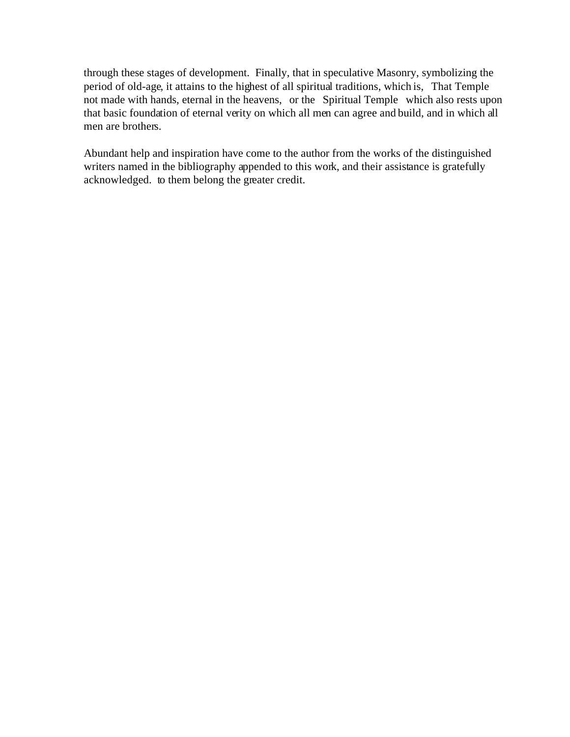through these stages of development. Finally, that in speculative Masonry, symbolizing the period of old-age, it attains to the highest of all spiritual traditions, which is, That Temple not made with hands, eternal in the heavens, or the Spiritual Temple which also rests upon that basic foundation of eternal verity on which all men can agree and build, and in which all men are brothers.

Abundant help and inspiration have come to the author from the works of the distinguished writers named in the bibliography appended to this work, and their assistance is gratefully acknowledged. to them belong the greater credit.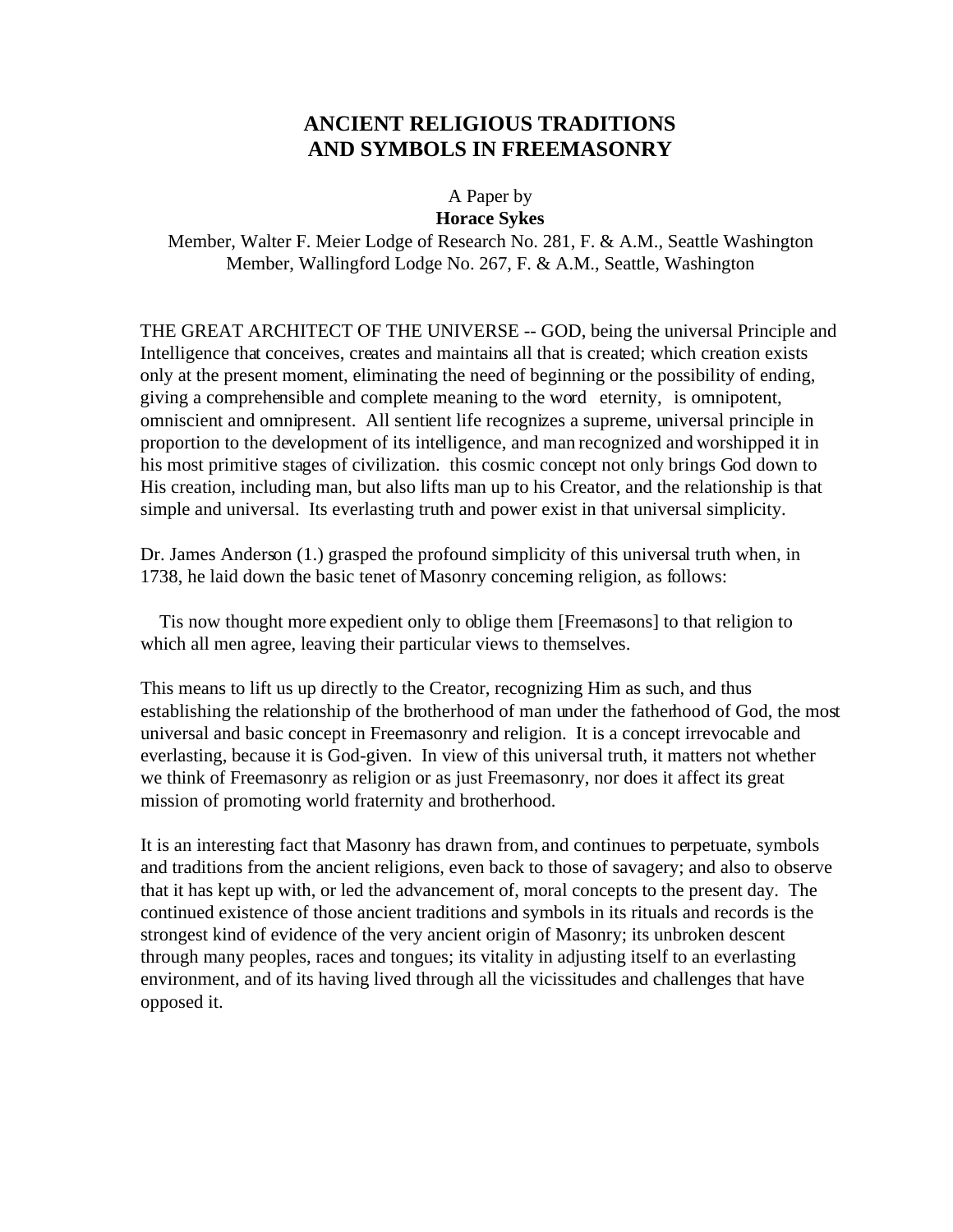# ANCIENT RELIGIOUS TRADITIONS AND SYMBOLS IN FREEMASONRY

A Paper by
**Horace Sykes**
Member, Walter F. Meier Lodge of Research No. 281, F. & A.M., Seattle Washington
Member, Wallingford Lodge No. 267, F. & A.M., Seattle, Washington

THE GREAT ARCHITECT OF THE UNIVERSE -- GOD, being the universal Principle and Intelligence that conceives, creates and maintains all that is created; which creation exists only at the present moment, eliminating the need of beginning or the possibility of ending, giving a comprehensible and complete meaning to the word eternity, is omnipotent, omniscient and omnipresent. All sentient life recognizes a supreme, universal principle in proportion to the development of its intelligence, and man recognized and worshipped it in his most primitive stages of civilization. this cosmic concept not only brings God down to His creation, including man, but also lifts man up to his Creator, and the relationship is that simple and universal. Its everlasting truth and power exist in that universal simplicity.

Dr. James Anderson (1.) grasped the profound simplicity of this universal truth when, in 1738, he laid down the basic tenet of Masonry concerning religion, as follows:

Tis now thought more expedient only to oblige them [Freemasons] to that religion to which all men agree, leaving their particular views to themselves.

This means to lift us up directly to the Creator, recognizing Him as such, and thus establishing the relationship of the brotherhood of man under the fatherhood of God, the most universal and basic concept in Freemasonry and religion. It is a concept irrevocable and everlasting, because it is God-given. In view of this universal truth, it matters not whether we think of Freemasonry as religion or as just Freemasonry, nor does it affect its great mission of promoting world fraternity and brotherhood.

It is an interesting fact that Masonry has drawn from, and continues to perpetuate, symbols and traditions from the ancient religions, even back to those of savagery; and also to observe that it has kept up with, or led the advancement of, moral concepts to the present day. The continued existence of those ancient traditions and symbols in its rituals and records is the strongest kind of evidence of the very ancient origin of Masonry; its unbroken descent through many peoples, races and tongues; its vitality in adjusting itself to an everlasting environment, and of its having lived through all the vicissitudes and challenges that have opposed it.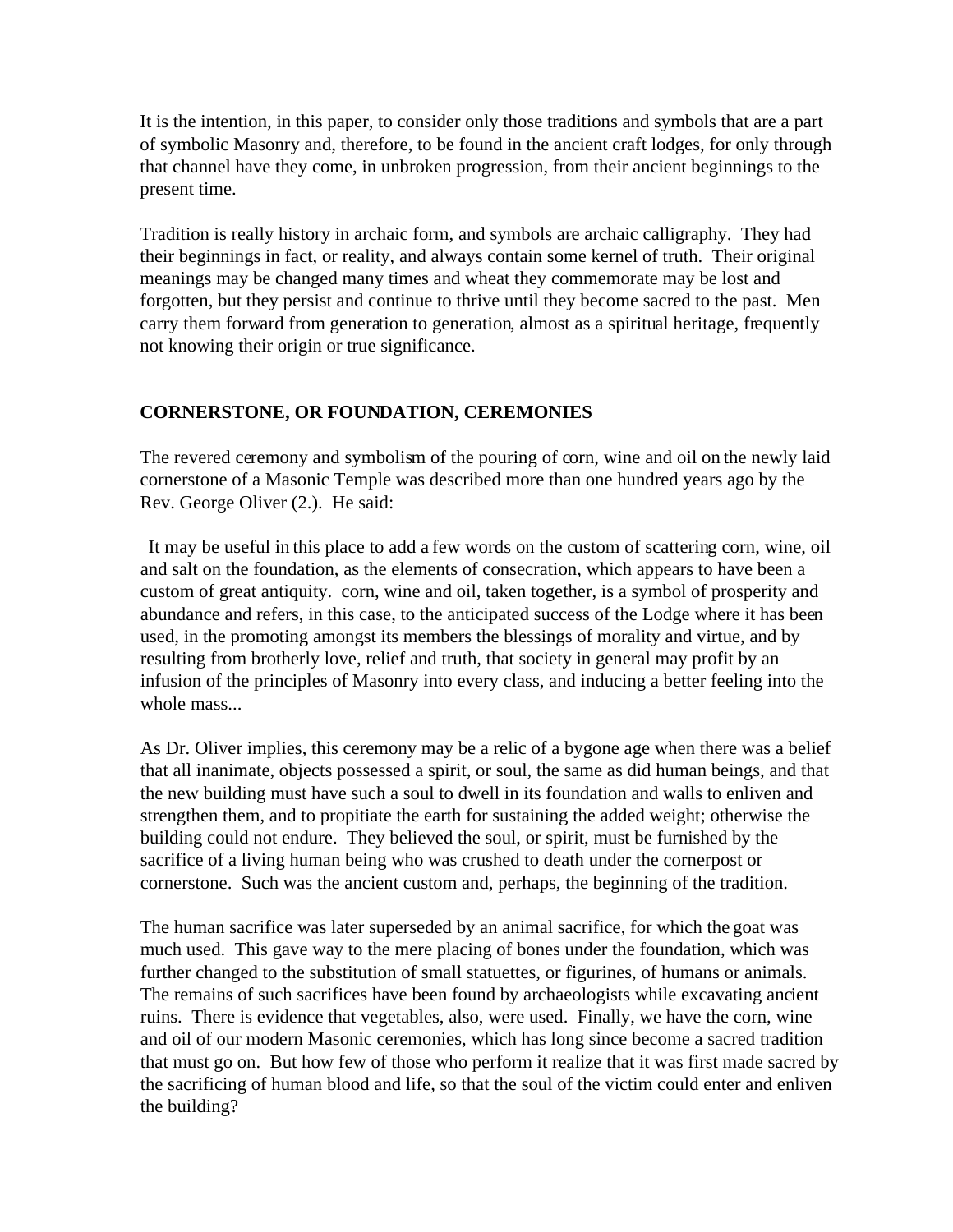It is the intention, in this paper, to consider only those traditions and symbols that are a part of symbolic Masonry and, therefore, to be found in the ancient craft lodges, for only through that channel have they come, in unbroken progression, from their ancient beginnings to the present time.

Tradition is really history in archaic form, and symbols are archaic calligraphy. They had their beginnings in fact, or reality, and always contain some kernel of truth. Their original meanings may be changed many times and wheat they commemorate may be lost and forgotten, but they persist and continue to thrive until they become sacred to the past. Men carry them forward from generation to generation, almost as a spiritual heritage, frequently not knowing their origin or true significance.

**CORNERSTONE, OR FOUNDATION, CEREMONIES**

The revered ceremony and symbolism of the pouring of corn, wine and oil on the newly laid cornerstone of a Masonic Temple was described more than one hundred years ago by the Rev. George Oliver (2.). He said:

It may be useful in this place to add a few words on the custom of scattering corn, wine, oil and salt on the foundation, as the elements of consecration, which appears to have been a custom of great antiquity. corn, wine and oil, taken together, is a symbol of prosperity and abundance and refers, in this case, to the anticipated success of the Lodge where it has been used, in the promoting amongst its members the blessings of morality and virtue, and by resulting from brotherly love, relief and truth, that society in general may profit by an infusion of the principles of Masonry into every class, and inducing a better feeling into the whole mass...

As Dr. Oliver implies, this ceremony may be a relic of a bygone age when there was a belief that all inanimate, objects possessed a spirit, or soul, the same as did human beings, and that the new building must have such a soul to dwell in its foundation and walls to enliven and strengthen them, and to propitiate the earth for sustaining the added weight; otherwise the building could not endure. They believed the soul, or spirit, must be furnished by the sacrifice of a living human being who was crushed to death under the cornerpost or cornerstone. Such was the ancient custom and, perhaps, the beginning of the tradition.

The human sacrifice was later superseded by an animal sacrifice, for which the goat was much used. This gave way to the mere placing of bones under the foundation, which was further changed to the substitution of small statuettes, or figurines, of humans or animals. The remains of such sacrifices have been found by archaeologists while excavating ancient ruins. There is evidence that vegetables, also, were used. Finally, we have the corn, wine and oil of our modern Masonic ceremonies, which has long since become a sacred tradition that must go on. But how few of those who perform it realize that it was first made sacred by the sacrificing of human blood and life, so that the soul of the victim could enter and enliven the building?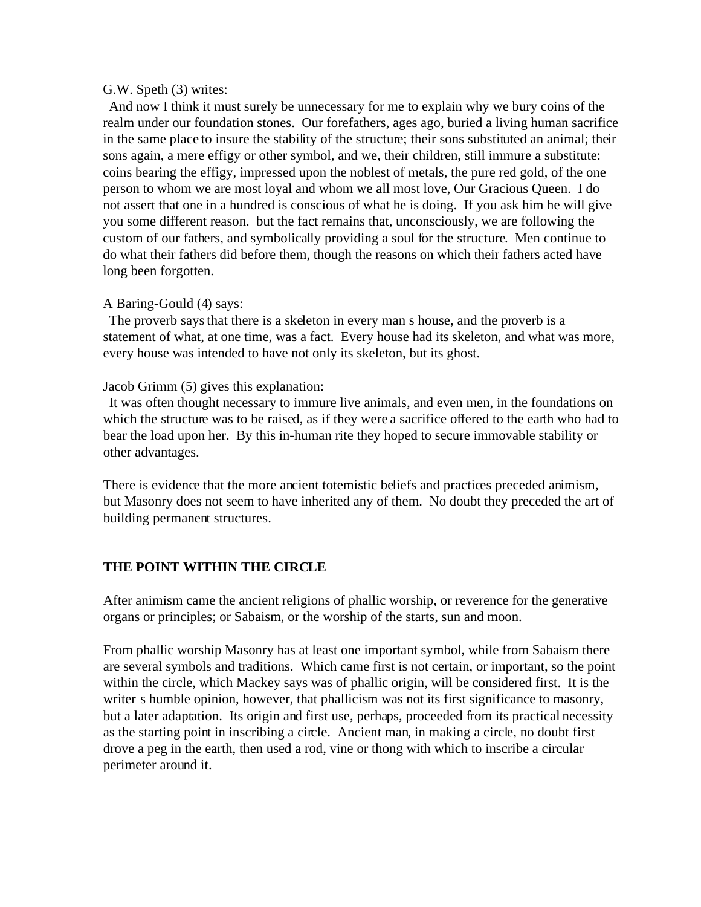G.W. Speth (3) writes:

And now I think it must surely be unnecessary for me to explain why we bury coins of the realm under our foundation stones. Our forefathers, ages ago, buried a living human sacrifice in the same place to insure the stability of the structure; their sons substituted an animal; their sons again, a mere effigy or other symbol, and we, their children, still immure a substitute: coins bearing the effigy, impressed upon the noblest of metals, the pure red gold, of the one person to whom we are most loyal and whom we all most love, Our Gracious Queen. I do not assert that one in a hundred is conscious of what he is doing. If you ask him he will give you some different reason. but the fact remains that, unconsciously, we are following the custom of our fathers, and symbolically providing a soul for the structure. Men continue to do what their fathers did before them, though the reasons on which their fathers acted have long been forgotten.

A Baring-Gould (4) says:

The proverb says that there is a skeleton in every man s house, and the proverb is a statement of what, at one time, was a fact. Every house had its skeleton, and what was more, every house was intended to have not only its skeleton, but its ghost.

Jacob Grimm (5) gives this explanation:

It was often thought necessary to immure live animals, and even men, in the foundations on which the structure was to be raised, as if they were a sacrifice offered to the earth who had to bear the load upon her. By this in-human rite they hoped to secure immovable stability or other advantages.

There is evidence that the more ancient totemistic beliefs and practices preceded animism, but Masonry does not seem to have inherited any of them. No doubt they preceded the art of building permanent structures.

**THE POINT WITHIN THE CIRCLE**

After animism came the ancient religions of phallic worship, or reverence for the generative organs or principles; or Sabaism, or the worship of the starts, sun and moon.

From phallic worship Masonry has at least one important symbol, while from Sabaism there are several symbols and traditions. Which came first is not certain, or important, so the point within the circle, which Mackey says was of phallic origin, will be considered first. It is the writer s humble opinion, however, that phallicism was not its first significance to masonry, but a later adaptation. Its origin and first use, perhaps, proceeded from its practical necessity as the starting point in inscribing a circle. Ancient man, in making a circle, no doubt first drove a peg in the earth, then used a rod, vine or thong with which to inscribe a circular perimeter around it.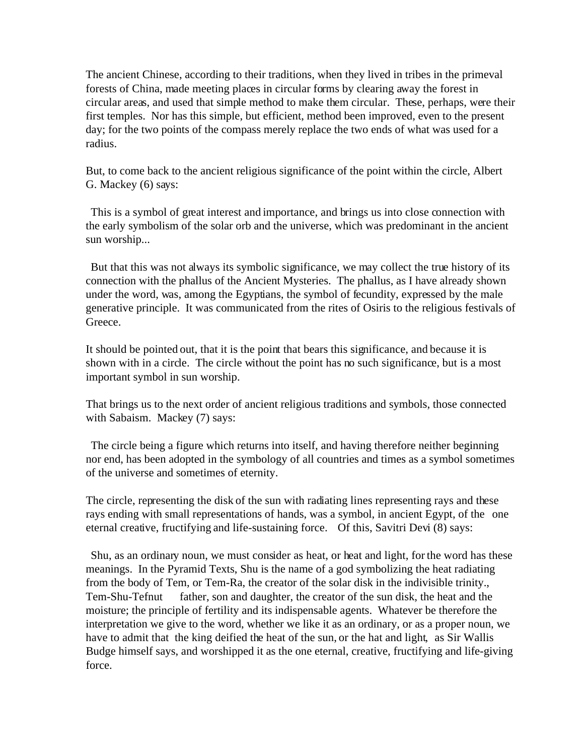The ancient Chinese, according to their traditions, when they lived in tribes in the primeval forests of China, made meeting places in circular forms by clearing away the forest in circular areas, and used that simple method to make them circular. These, perhaps, were their first temples. Nor has this simple, but efficient, method been improved, even to the present day; for the two points of the compass merely replace the two ends of what was used for a radius.

But, to come back to the ancient religious significance of the point within the circle, Albert G. Mackey (6) says:

> This is a symbol of great interest and importance, and brings us into close connection with the early symbolism of the solar orb and the universe, which was predominant in the ancient sun worship...
>
> But that this was not always its symbolic significance, we may collect the true history of its connection with the phallus of the Ancient Mysteries. The phallus, as I have already shown under the word, was, among the Egyptians, the symbol of fecundity, expressed by the male generative principle. It was communicated from the rites of Osiris to the religious festivals of Greece.

It should be pointed out, that it is the point that bears this significance, and because it is shown with in a circle. The circle without the point has no such significance, but is a most important symbol in sun worship.

That brings us to the next order of ancient religious traditions and symbols, those connected with Sabaism. Mackey (7) says:

> The circle being a figure which returns into itself, and having therefore neither beginning nor end, has been adopted in the symbology of all countries and times as a symbol sometimes of the universe and sometimes of eternity.

The circle, representing the disk of the sun with radiating lines representing rays and these rays ending with small representations of hands, was a symbol, in ancient Egypt, of the one eternal creative, fructifying and life-sustaining force. Of this, Savitri Devi (8) says:

> Shu, as an ordinary noun, we must consider as heat, or heat and light, for the word has these meanings. In the Pyramid Texts, Shu is the name of a god symbolizing the heat radiating from the body of Tem, or Tem-Ra, the creator of the solar disk in the indivisible trinity., Tem-Shu-Tefnut father, son and daughter, the creator of the sun disk, the heat and the moisture; the principle of fertility and its indispensable agents. Whatever be therefore the interpretation we give to the word, whether we like it as an ordinary, or as a proper noun, we have to admit that the king deified the heat of the sun, or the hat and light, as Sir Wallis Budge himself says, and worshipped it as the one eternal, creative, fructifying and life-giving force.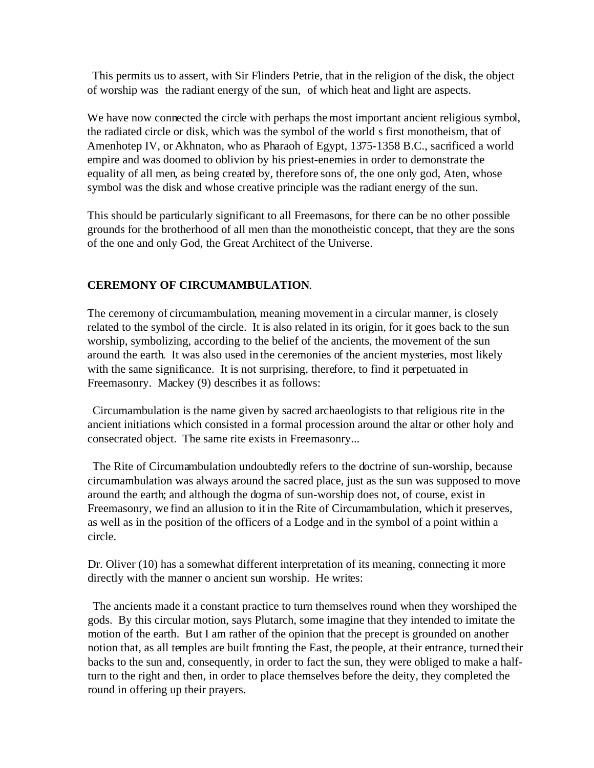This permits us to assert, with Sir Flinders Petrie, that in the religion of the disk, the object of worship was the radiant energy of the sun, of which heat and light are aspects.

We have now connected the circle with perhaps the most important ancient religious symbol, the radiated circle or disk, which was the symbol of the world s first monotheism, that of Amenhotep IV, or Akhnaton, who as Pharaoh of Egypt, 1375-1358 B.C., sacrificed a world empire and was doomed to oblivion by his priest-enemies in order to demonstrate the equality of all men, as being created by, therefore sons of, the one only god, Aten, whose symbol was the disk and whose creative principle was the radiant energy of the sun.

This should be particularly significant to all Freemasons, for there can be no other possible grounds for the brotherhood of all men than the monotheistic concept, that they are the sons of the one and only God, the Great Architect of the Universe.

**CEREMONY OF CIRCUMAMBULATION**.

The ceremony of circumambulation, meaning movement in a circular manner, is closely related to the symbol of the circle. It is also related in its origin, for it goes back to the sun worship, symbolizing, according to the belief of the ancients, the movement of the sun around the earth. It was also used in the ceremonies of the ancient mysteries, most likely with the same significance. It is not surprising, therefore, to find it perpetuated in Freemasonry. Mackey (9) describes it as follows:

Circumambulation is the name given by sacred archaeologists to that religious rite in the ancient initiations which consisted in a formal procession around the altar or other holy and consecrated object. The same rite exists in Freemasonry...

The Rite of Circumambulation undoubtedly refers to the doctrine of sun-worship, because circumambulation was always around the sacred place, just as the sun was supposed to move around the earth; and although the dogma of sun-worship does not, of course, exist in Freemasonry, we find an allusion to it in the Rite of Circumambulation, which it preserves, as well as in the position of the officers of a Lodge and in the symbol of a point within a circle.

Dr. Oliver (10) has a somewhat different interpretation of its meaning, connecting it more directly with the manner o ancient sun worship. He writes:

The ancients made it a constant practice to turn themselves round when they worshiped the gods. By this circular motion, says Plutarch, some imagine that they intended to imitate the motion of the earth. But I am rather of the opinion that the precept is grounded on another notion that, as all temples are built fronting the East, the people, at their entrance, turned their backs to the sun and, consequently, in order to fact the sun, they were obliged to make a half-turn to the right and then, in order to place themselves before the deity, they completed the round in offering up their prayers.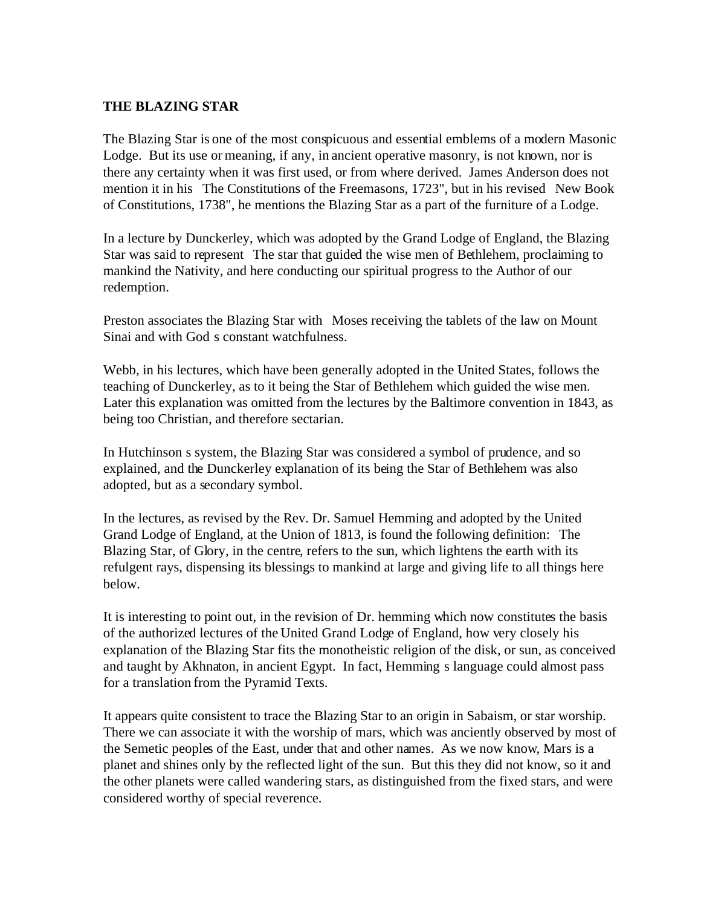**THE BLAZING STAR**

The Blazing Star is one of the most conspicuous and essential emblems of a modern Masonic Lodge. But its use or meaning, if any, in ancient operative masonry, is not known, nor is there any certainty when it was first used, or from where derived. James Anderson does not mention it in his  The Constitutions of the Freemasons, 1723", but in his revised  New Book of Constitutions, 1738", he mentions the Blazing Star as a part of the furniture of a Lodge.

In a lecture by Dunckerley, which was adopted by the Grand Lodge of England, the Blazing Star was said to represent  The star that guided the wise men of Bethlehem, proclaiming to mankind the Nativity, and here conducting our spiritual progress to the Author of our redemption.

Preston associates the Blazing Star with  Moses receiving the tablets of the law on Mount Sinai and with God s constant watchfulness.

Webb, in his lectures, which have been generally adopted in the United States, follows the teaching of Dunckerley, as to it being the Star of Bethlehem which guided the wise men. Later this explanation was omitted from the lectures by the Baltimore convention in 1843, as being too Christian, and therefore sectarian.

In Hutchinson s system, the Blazing Star was considered a symbol of prudence, and so explained, and the Dunckerley explanation of its being the Star of Bethlehem was also adopted, but as a secondary symbol.

In the lectures, as revised by the Rev. Dr. Samuel Hemming and adopted by the United Grand Lodge of England, at the Union of 1813, is found the following definition:  The Blazing Star, of Glory, in the centre, refers to the sun, which lightens the earth with its refulgent rays, dispensing its blessings to mankind at large and giving life to all things here below.

It is interesting to point out, in the revision of Dr. hemming which now constitutes the basis of the authorized lectures of the United Grand Lodge of England, how very closely his explanation of the Blazing Star fits the monotheistic religion of the disk, or sun, as conceived and taught by Akhnaton, in ancient Egypt. In fact, Hemming s language could almost pass for a translation from the Pyramid Texts.

It appears quite consistent to trace the Blazing Star to an origin in Sabaism, or star worship. There we can associate it with the worship of mars, which was anciently observed by most of the Semetic peoples of the East, under that and other names. As we now know, Mars is a planet and shines only by the reflected light of the sun. But this they did not know, so it and the other planets were called wandering stars, as distinguished from the fixed stars, and were considered worthy of special reverence.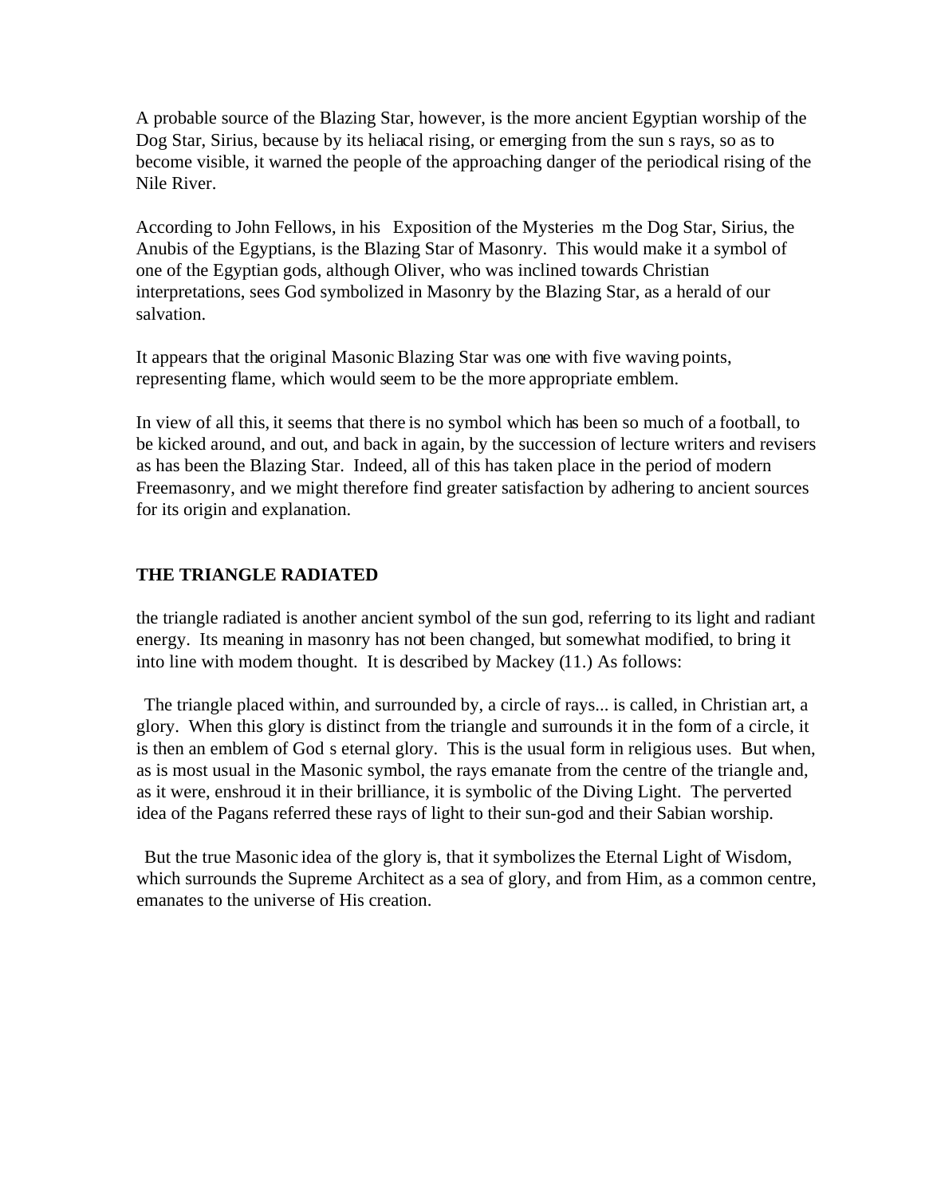A probable source of the Blazing Star, however, is the more ancient Egyptian worship of the Dog Star, Sirius, because by its heliacal rising, or emerging from the sun s rays, so as to become visible, it warned the people of the approaching danger of the periodical rising of the Nile River.

According to John Fellows, in his  Exposition of the Mysteries  m the Dog Star, Sirius, the Anubis of the Egyptians, is the Blazing Star of Masonry. This would make it a symbol of one of the Egyptian gods, although Oliver, who was inclined towards Christian interpretations, sees God symbolized in Masonry by the Blazing Star, as a herald of our salvation.

It appears that the original Masonic Blazing Star was one with five waving points, representing flame, which would seem to be the more appropriate emblem.

In view of all this, it seems that there is no symbol which has been so much of a football, to be kicked around, and out, and back in again, by the succession of lecture writers and revisers as has been the Blazing Star. Indeed, all of this has taken place in the period of modern Freemasonry, and we might therefore find greater satisfaction by adhering to ancient sources for its origin and explanation.

## THE TRIANGLE RADIATED

the triangle radiated is another ancient symbol of the sun god, referring to its light and radiant energy. Its meaning in masonry has not been changed, but somewhat modified, to bring it into line with modern thought. It is described by Mackey (11.) As follows:

The triangle placed within, and surrounded by, a circle of rays... is called, in Christian art, a glory. When this glory is distinct from the triangle and surrounds it in the form of a circle, it is then an emblem of God s eternal glory. This is the usual form in religious uses. But when, as is most usual in the Masonic symbol, the rays emanate from the centre of the triangle and, as it were, enshroud it in their brilliance, it is symbolic of the Diving Light. The perverted idea of the Pagans referred these rays of light to their sun-god and their Sabian worship.

But the true Masonic idea of the glory is, that it symbolizes the Eternal Light of Wisdom, which surrounds the Supreme Architect as a sea of glory, and from Him, as a common centre, emanates to the universe of His creation.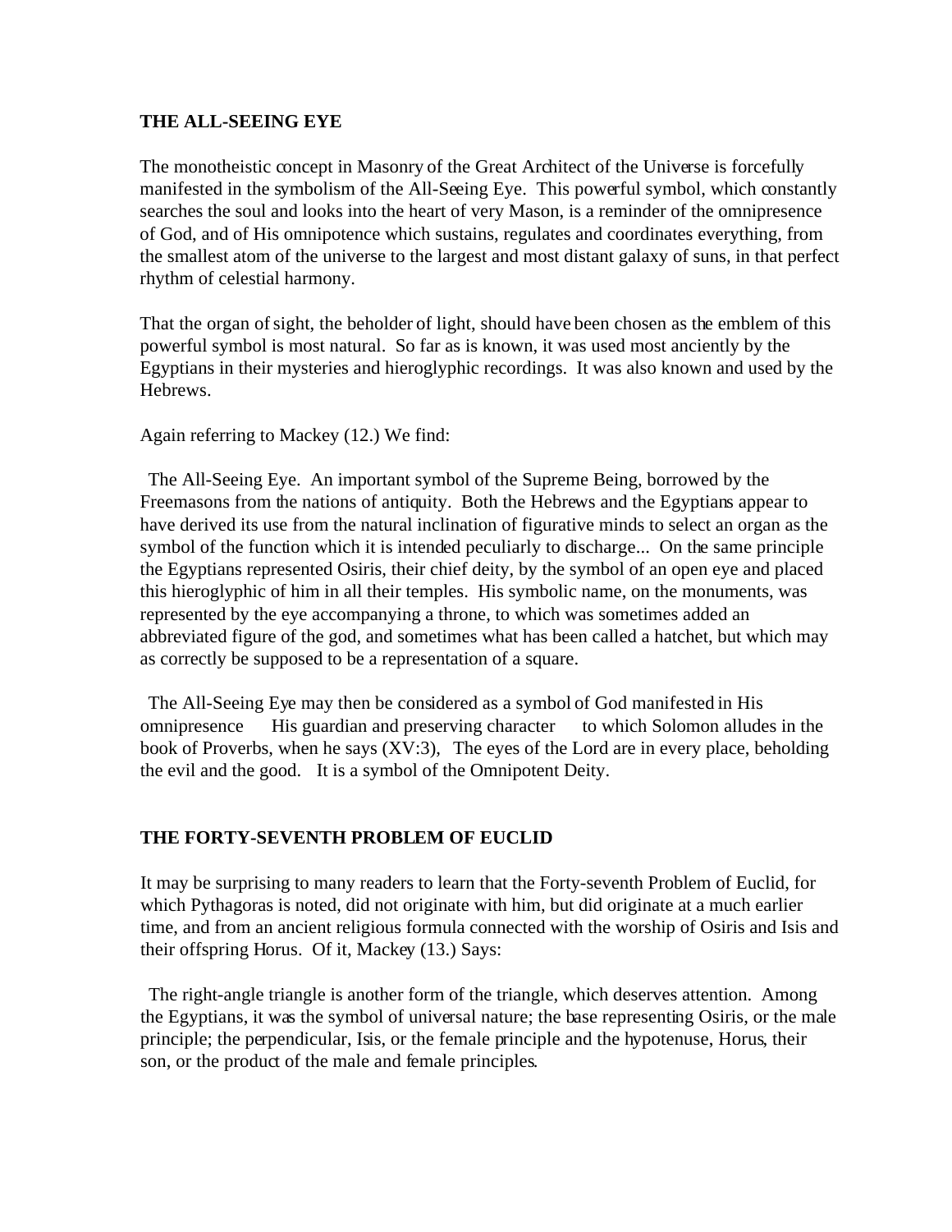**THE ALL-SEEING EYE**

The monotheistic concept in Masonry of the Great Architect of the Universe is forcefully manifested in the symbolism of the All-Seeing Eye. This powerful symbol, which constantly searches the soul and looks into the heart of very Mason, is a reminder of the omnipresence of God, and of His omnipotence which sustains, regulates and coordinates everything, from the smallest atom of the universe to the largest and most distant galaxy of suns, in that perfect rhythm of celestial harmony.

That the organ of sight, the beholder of light, should have been chosen as the emblem of this powerful symbol is most natural. So far as is known, it was used most anciently by the Egyptians in their mysteries and hieroglyphic recordings. It was also known and used by the Hebrews.

Again referring to Mackey (12.) We find:

The All-Seeing Eye. An important symbol of the Supreme Being, borrowed by the Freemasons from the nations of antiquity. Both the Hebrews and the Egyptians appear to have derived its use from the natural inclination of figurative minds to select an organ as the symbol of the function which it is intended peculiarly to discharge... On the same principle the Egyptians represented Osiris, their chief deity, by the symbol of an open eye and placed this hieroglyphic of him in all their temples. His symbolic name, on the monuments, was represented by the eye accompanying a throne, to which was sometimes added an abbreviated figure of the god, and sometimes what has been called a hatchet, but which may as correctly be supposed to be a representation of a square.

The All-Seeing Eye may then be considered as a symbol of God manifested in His omnipresence His guardian and preserving character to which Solomon alludes in the book of Proverbs, when he says (XV:3), The eyes of the Lord are in every place, beholding the evil and the good. It is a symbol of the Omnipotent Deity.

**THE FORTY-SEVENTH PROBLEM OF EUCLID**

It may be surprising to many readers to learn that the Forty-seventh Problem of Euclid, for which Pythagoras is noted, did not originate with him, but did originate at a much earlier time, and from an ancient religious formula connected with the worship of Osiris and Isis and their offspring Horus. Of it, Mackey (13.) Says:

The right-angle triangle is another form of the triangle, which deserves attention. Among the Egyptians, it was the symbol of universal nature; the base representing Osiris, or the male principle; the perpendicular, Isis, or the female principle and the hypotenuse, Horus, their son, or the product of the male and female principles.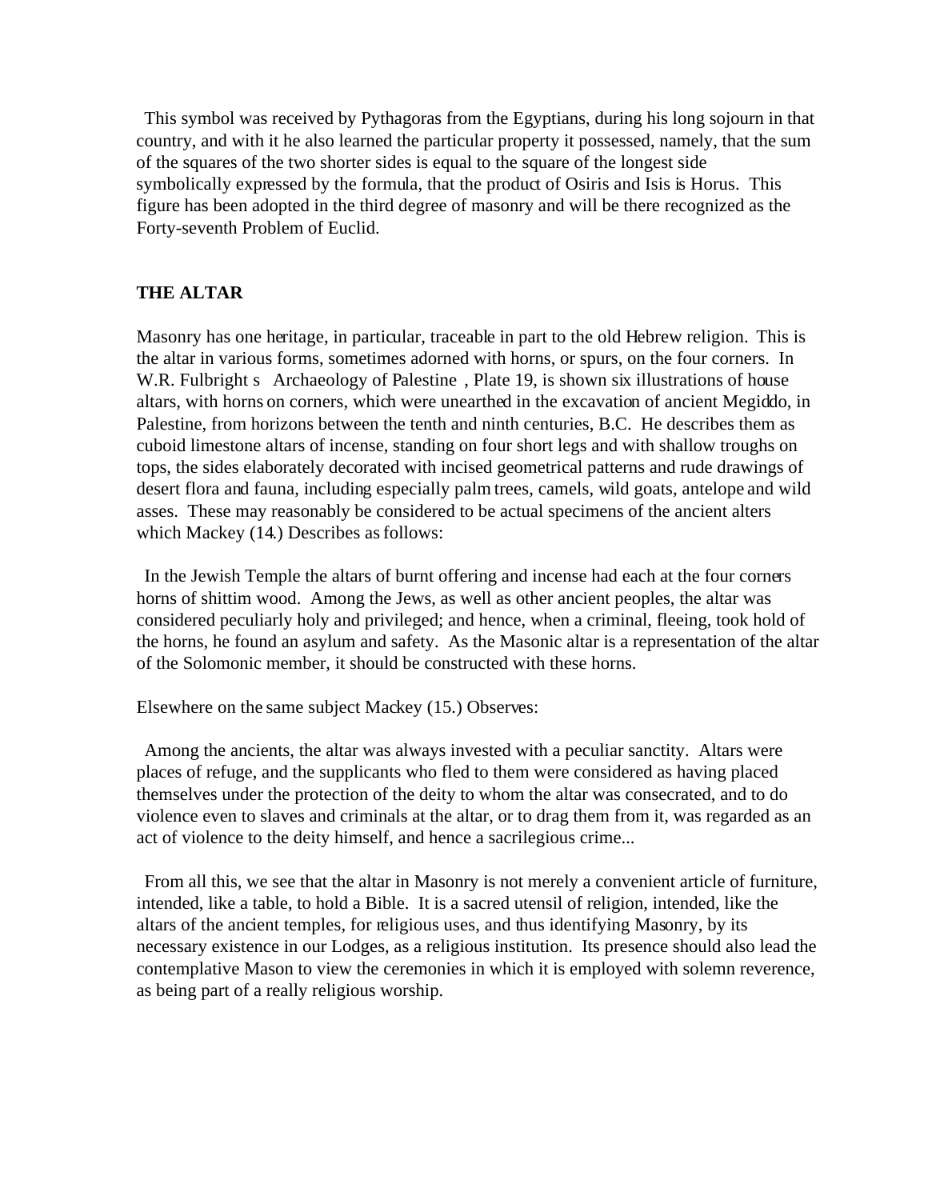This symbol was received by Pythagoras from the Egyptians, during his long sojourn in that country, and with it he also learned the particular property it possessed, namely, that the sum of the squares of the two shorter sides is equal to the square of the longest side symbolically expressed by the formula, that the product of Osiris and Isis is Horus. This figure has been adopted in the third degree of masonry and will be there recognized as the Forty-seventh Problem of Euclid.

**THE ALTAR**

Masonry has one heritage, in particular, traceable in part to the old Hebrew religion. This is the altar in various forms, sometimes adorned with horns, or spurs, on the four corners. In W.R. Fulbright s Archaeology of Palestine , Plate 19, is shown six illustrations of house altars, with horns on corners, which were unearthed in the excavation of ancient Megiddo, in Palestine, from horizons between the tenth and ninth centuries, B.C. He describes them as cuboid limestone altars of incense, standing on four short legs and with shallow troughs on tops, the sides elaborately decorated with incised geometrical patterns and rude drawings of desert flora and fauna, including especially palm trees, camels, wild goats, antelope and wild asses. These may reasonably be considered to be actual specimens of the ancient alters which Mackey (14.) Describes as follows:

In the Jewish Temple the altars of burnt offering and incense had each at the four corners horns of shittim wood. Among the Jews, as well as other ancient peoples, the altar was considered peculiarly holy and privileged; and hence, when a criminal, fleeing, took hold of the horns, he found an asylum and safety. As the Masonic altar is a representation of the altar of the Solomonic member, it should be constructed with these horns.

Elsewhere on the same subject Mackey (15.) Observes:

Among the ancients, the altar was always invested with a peculiar sanctity. Altars were places of refuge, and the supplicants who fled to them were considered as having placed themselves under the protection of the deity to whom the altar was consecrated, and to do violence even to slaves and criminals at the altar, or to drag them from it, was regarded as an act of violence to the deity himself, and hence a sacrilegious crime...

From all this, we see that the altar in Masonry is not merely a convenient article of furniture, intended, like a table, to hold a Bible. It is a sacred utensil of religion, intended, like the altars of the ancient temples, for religious uses, and thus identifying Masonry, by its necessary existence in our Lodges, as a religious institution. Its presence should also lead the contemplative Mason to view the ceremonies in which it is employed with solemn reverence, as being part of a really religious worship.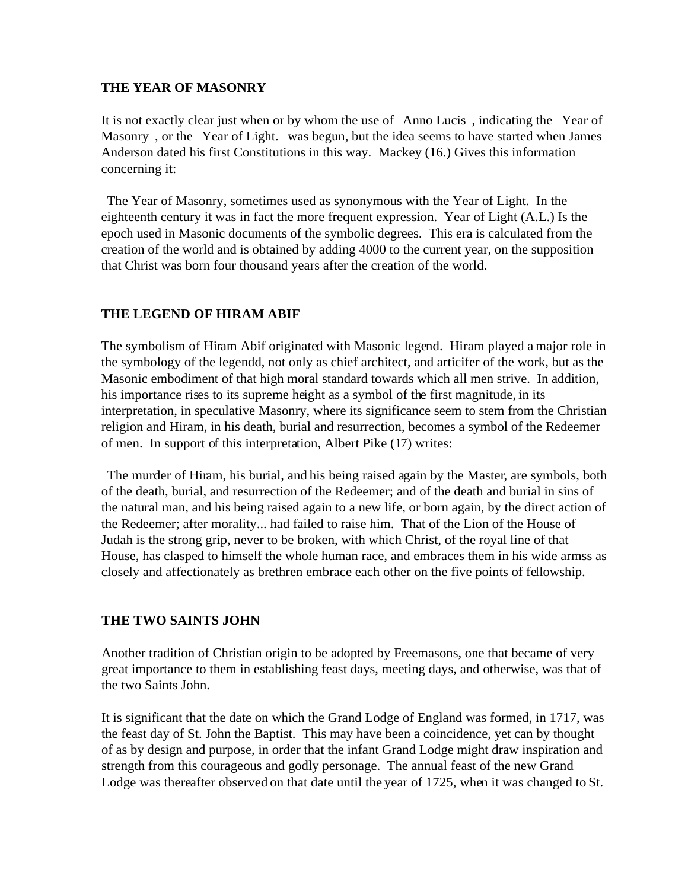### THE YEAR OF MASONRY

It is not exactly clear just when or by whom the use of  Anno Lucis , indicating the  Year of Masonry , or the  Year of Light.  was begun, but the idea seems to have started when James Anderson dated his first Constitutions in this way.  Mackey (16.) Gives this information concerning it:

 The Year of Masonry, sometimes used as synonymous with the Year of Light.  In the eighteenth century it was in fact the more frequent expression.  Year of Light (A.L.) Is the epoch used in Masonic documents of the symbolic degrees.  This era is calculated from the creation of the world and is obtained by adding 4000 to the current year, on the supposition that Christ was born four thousand years after the creation of the world.

### THE LEGEND OF HIRAM ABIF

The symbolism of Hiram Abif originated with Masonic legend.  Hiram played a major role in the symbology of the legendd, not only as chief architect, and articifer of the work, but as the Masonic embodiment of that high moral standard towards which all men strive.  In addition, his importance rises to its supreme height as a symbol of the first magnitude, in its interpretation, in speculative Masonry, where its significance seem to stem from the Christian religion and Hiram, in his death, burial and resurrection, becomes a symbol of the Redeemer of men.  In support of this interpretation, Albert Pike (17) writes:

 The murder of Hiram, his burial, and his being raised again by the Master, are symbols, both of the death, burial, and resurrection of the Redeemer; and of the death and burial in sins of the natural man, and his being raised again to a new life, or born again, by the direct action of the Redeemer; after morality... had failed to raise him.  That of the Lion of the House of Judah is the strong grip, never to be broken, with which Christ, of the royal line of that House, has clasped to himself the whole human race, and embraces them in his wide armss as closely and affectionately as brethren embrace each other on the five points of fellowship.

### THE TWO SAINTS JOHN

Another tradition of Christian origin to be adopted by Freemasons, one that became of very great importance to them in establishing feast days, meeting days, and otherwise, was that of the two Saints John.

It is significant that the date on which the Grand Lodge of England was formed, in 1717, was the feast day of St. John the Baptist.  This may have been a coincidence, yet can by thought of as by design and purpose, in order that the infant Grand Lodge might draw inspiration and strength from this courageous and godly personage.  The annual feast of the new Grand Lodge was thereafter observed on that date until the year of 1725, when it was changed to St.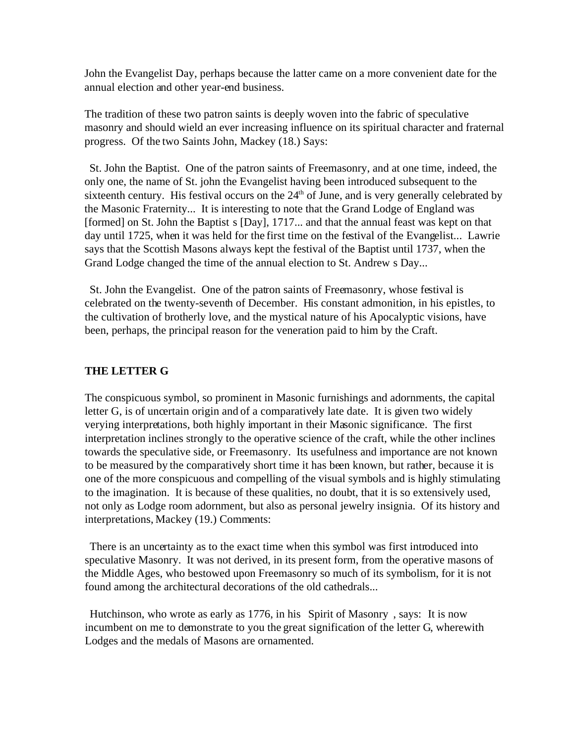John the Evangelist Day, perhaps because the latter came on a more convenient date for the annual election and other year-end business.

The tradition of these two patron saints is deeply woven into the fabric of speculative masonry and should wield an ever increasing influence on its spiritual character and fraternal progress. Of the two Saints John, Mackey (18.) Says:

St. John the Baptist. One of the patron saints of Freemasonry, and at one time, indeed, the only one, the name of St. john the Evangelist having been introduced subsequent to the sixteenth century. His festival occurs on the 24th of June, and is very generally celebrated by the Masonic Fraternity... It is interesting to note that the Grand Lodge of England was [formed] on St. John the Baptist s [Day], 1717... and that the annual feast was kept on that day until 1725, when it was held for the first time on the festival of the Evangelist... Lawrie says that the Scottish Masons always kept the festival of the Baptist until 1737, when the Grand Lodge changed the time of the annual election to St. Andrew s Day...

St. John the Evangelist. One of the patron saints of Freemasonry, whose festival is celebrated on the twenty-seventh of December. His constant admonition, in his epistles, to the cultivation of brotherly love, and the mystical nature of his Apocalyptic visions, have been, perhaps, the principal reason for the veneration paid to him by the Craft.

**THE LETTER G**

The conspicuous symbol, so prominent in Masonic furnishings and adornments, the capital letter G, is of uncertain origin and of a comparatively late date. It is given two widely verying interpretations, both highly important in their Masonic significance. The first interpretation inclines strongly to the operative science of the craft, while the other inclines towards the speculative side, or Freemasonry. Its usefulness and importance are not known to be measured by the comparatively short time it has been known, but rather, because it is one of the more conspicuous and compelling of the visual symbols and is highly stimulating to the imagination. It is because of these qualities, no doubt, that it is so extensively used, not only as Lodge room adornment, but also as personal jewelry insignia. Of its history and interpretations, Mackey (19.) Comments:

There is an uncertainty as to the exact time when this symbol was first introduced into speculative Masonry. It was not derived, in its present form, from the operative masons of the Middle Ages, who bestowed upon Freemasonry so much of its symbolism, for it is not found among the architectural decorations of the old cathedrals...

Hutchinson, who wrote as early as 1776, in his Spirit of Masonry , says: It is now incumbent on me to demonstrate to you the great signification of the letter G, wherewith Lodges and the medals of Masons are ornamented.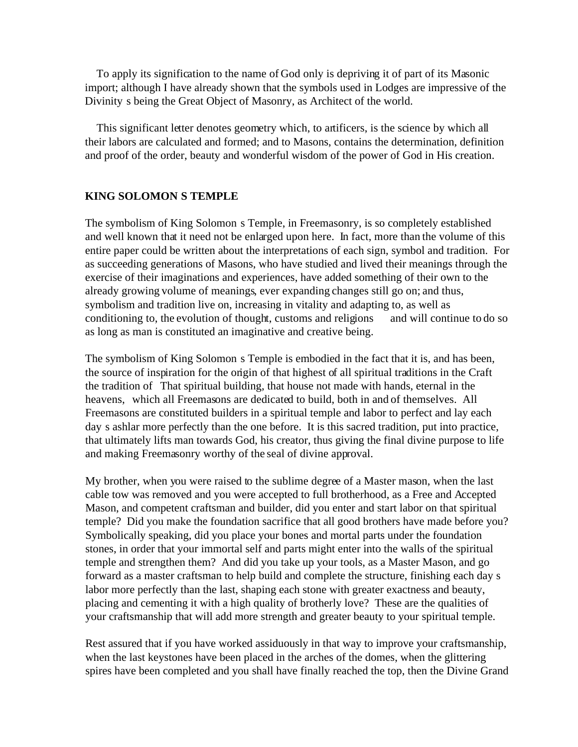To apply its signification to the name of God only is depriving it of part of its Masonic import; although I have already shown that the symbols used in Lodges are impressive of the Divinity s being the Great Object of Masonry, as Architect of the world.

This significant letter denotes geometry which, to artificers, is the science by which all their labors are calculated and formed; and to Masons, contains the determination, definition and proof of the order, beauty and wonderful wisdom of the power of God in His creation.

**KING SOLOMON S TEMPLE**

The symbolism of King Solomon s Temple, in Freemasonry, is so completely established and well known that it need not be enlarged upon here. In fact, more than the volume of this entire paper could be written about the interpretations of each sign, symbol and tradition. For as succeeding generations of Masons, who have studied and lived their meanings through the exercise of their imaginations and experiences, have added something of their own to the already growing volume of meanings, ever expanding changes still go on; and thus, symbolism and tradition live on, increasing in vitality and adapting to, as well as conditioning to, the evolution of thought, customs and religions and will continue to do so as long as man is constituted an imaginative and creative being.

The symbolism of King Solomon s Temple is embodied in the fact that it is, and has been, the source of inspiration for the origin of that highest of all spiritual traditions in the Craft the tradition of That spiritual building, that house not made with hands, eternal in the heavens, which all Freemasons are dedicated to build, both in and of themselves. All Freemasons are constituted builders in a spiritual temple and labor to perfect and lay each day s ashlar more perfectly than the one before. It is this sacred tradition, put into practice, that ultimately lifts man towards God, his creator, thus giving the final divine purpose to life and making Freemasonry worthy of the seal of divine approval.

My brother, when you were raised to the sublime degree of a Master mason, when the last cable tow was removed and you were accepted to full brotherhood, as a Free and Accepted Mason, and competent craftsman and builder, did you enter and start labor on that spiritual temple? Did you make the foundation sacrifice that all good brothers have made before you? Symbolically speaking, did you place your bones and mortal parts under the foundation stones, in order that your immortal self and parts might enter into the walls of the spiritual temple and strengthen them? And did you take up your tools, as a Master Mason, and go forward as a master craftsman to help build and complete the structure, finishing each day s labor more perfectly than the last, shaping each stone with greater exactness and beauty, placing and cementing it with a high quality of brotherly love? These are the qualities of your craftsmanship that will add more strength and greater beauty to your spiritual temple.

Rest assured that if you have worked assiduously in that way to improve your craftsmanship, when the last keystones have been placed in the arches of the domes, when the glittering spires have been completed and you shall have finally reached the top, then the Divine Grand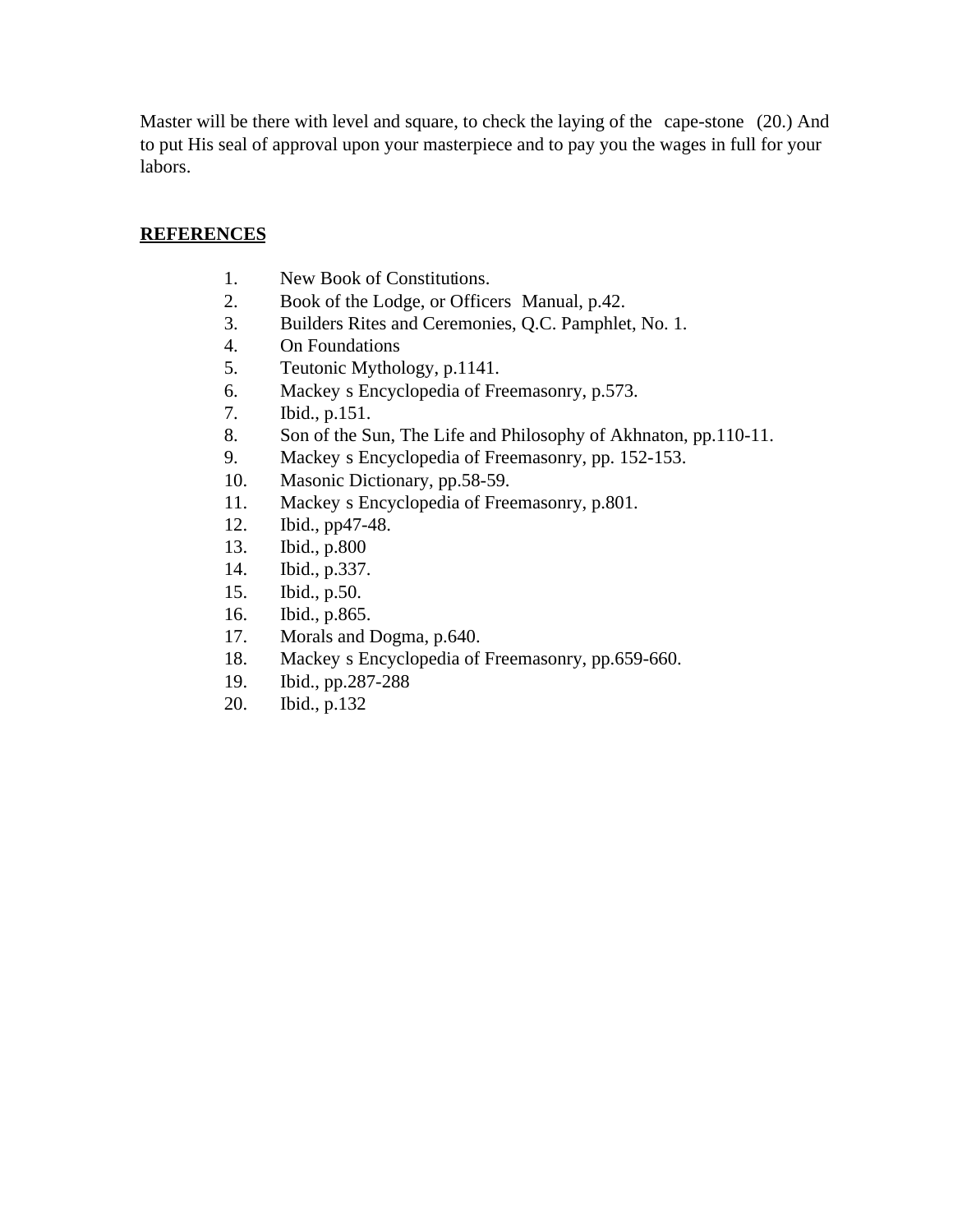Master will be there with level and square, to check the laying of the cape-stone (20.) And to put His seal of approval upon your masterpiece and to pay you the wages in full for your labors.

**REFERENCES**

1. New Book of Constitutions.
2. Book of the Lodge, or Officers Manual, p.42.
3. Builders Rites and Ceremonies, Q.C. Pamphlet, No. 1.
4. On Foundations
5. Teutonic Mythology, p.1141.
6. Mackey s Encyclopedia of Freemasonry, p.573.
7. Ibid., p.151.
8. Son of the Sun, The Life and Philosophy of Akhnaton, pp.110-11.
9. Mackey s Encyclopedia of Freemasonry, pp. 152-153.
10. Masonic Dictionary, pp.58-59.
11. Mackey s Encyclopedia of Freemasonry, p.801.
12. Ibid., pp47-48.
13. Ibid., p.800
14. Ibid., p.337.
15. Ibid., p.50.
16. Ibid., p.865.
17. Morals and Dogma, p.640.
18. Mackey s Encyclopedia of Freemasonry, pp.659-660.
19. Ibid., pp.287-288
20. Ibid., p.132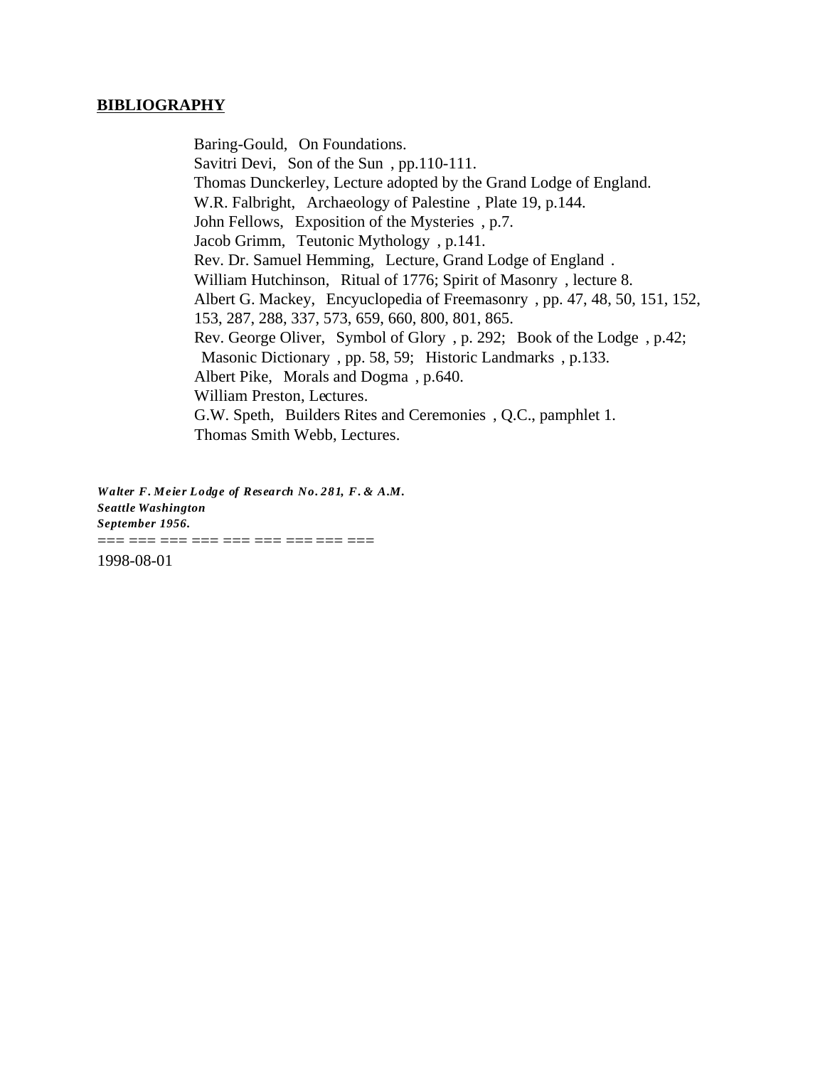**BIBLIOGRAPHY**

Baring-Gould, On Foundations.
Savitri Devi, Son of the Sun, pp.110-111.
Thomas Dunckerley, Lecture adopted by the Grand Lodge of England.
W.R. Falbright, Archaeology of Palestine, Plate 19, p.144.
John Fellows, Exposition of the Mysteries, p.7.
Jacob Grimm, Teutonic Mythology, p.141.
Rev. Dr. Samuel Hemming, Lecture, Grand Lodge of England.
William Hutchinson, Ritual of 1776; Spirit of Masonry, lecture 8.
Albert G. Mackey, Encyuclopedia of Freemasonry, pp. 47, 48, 50, 151, 152, 153, 287, 288, 337, 573, 659, 660, 800, 801, 865.
Rev. George Oliver, Symbol of Glory, p. 292; Book of the Lodge, p.42; Masonic Dictionary, pp. 58, 59; Historic Landmarks, p.133.
Albert Pike, Morals and Dogma, p.640.
William Preston, Lectures.
G.W. Speth, Builders Rites and Ceremonies, Q.C., pamphlet 1.
Thomas Smith Webb, Lectures.

***Walter F. Meier Lodge of Research No. 281, F. & A.M.***
***Seattle Washington***
***September 1956.***

=== === === === === === === === ===

1998-08-01